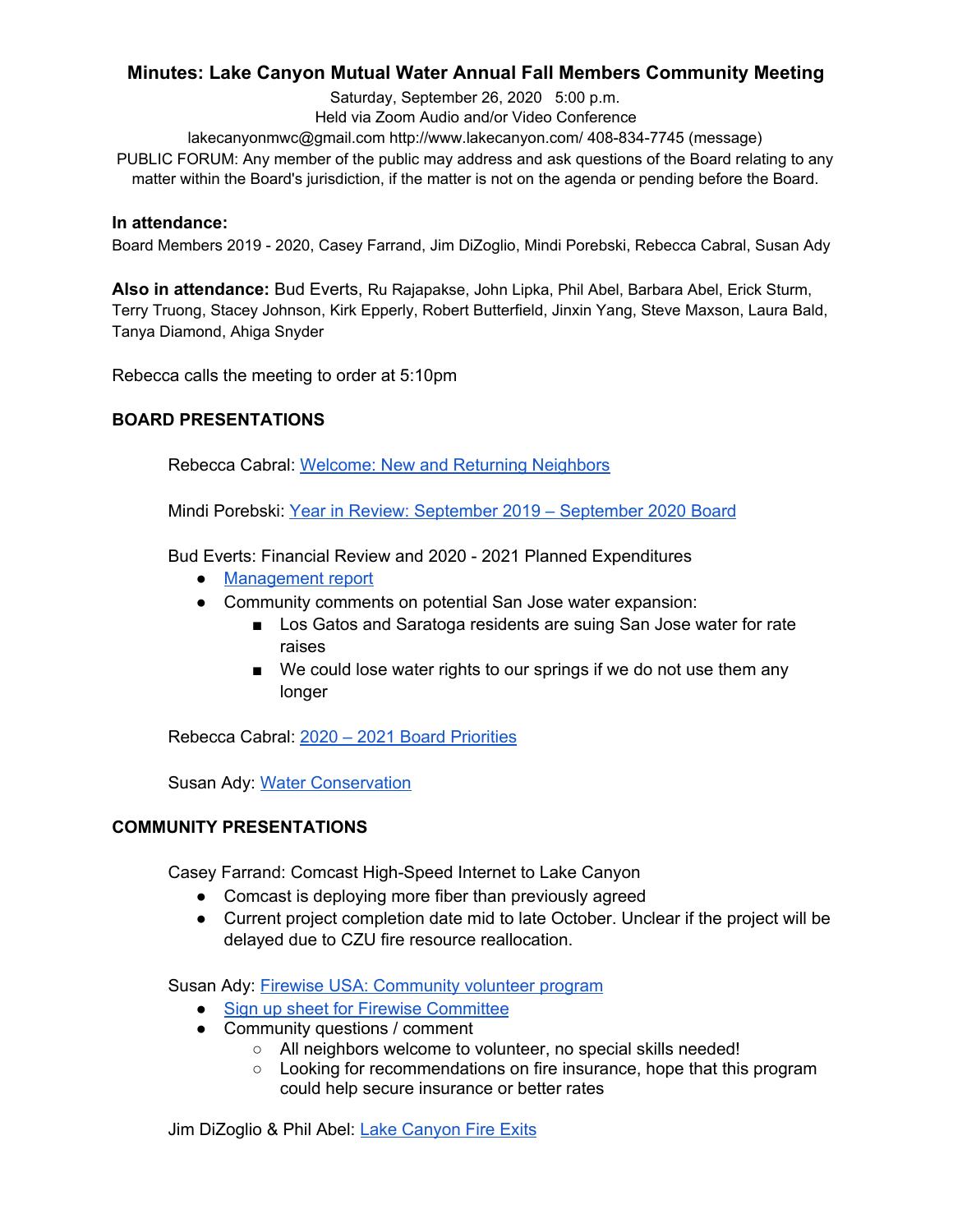# Minutes: Lake Canyon Mutual Water Annual Fall Members Community Meeting

Saturday, September 26, 2020 5:00 p.m.
Held via Zoom Audio and/or Video Conference
lakecanyonmwc@gmail.com http://www.lakecanyon.com/ 408-834-7745 (message)
PUBLIC FORUM: Any member of the public may address and ask questions of the Board relating to any matter within the Board's jurisdiction, if the matter is not on the agenda or pending before the Board.

**In attendance:**
Board Members 2019 - 2020, Casey Farrand, Jim DiZoglio, Mindi Porebski, Rebecca Cabral, Susan Ady

**Also in attendance:** Bud Everts, Ru Rajapakse, John Lipka, Phil Abel, Barbara Abel, Erick Sturm, Terry Truong, Stacey Johnson, Kirk Epperly, Robert Butterfield, Jinxin Yang, Steve Maxson, Laura Bald, Tanya Diamond, Ahiga Snyder

Rebecca calls the meeting to order at 5:10pm

## BOARD PRESENTATIONS

Rebecca Cabral: Welcome: New and Returning Neighbors

Mindi Porebski: Year in Review: September 2019 – September 2020 Board

Bud Everts: Financial Review and 2020 - 2021 Planned Expenditures

- Management report
- Community comments on potential San Jose water expansion:
  - Los Gatos and Saratoga residents are suing San Jose water for rate raises
  - We could lose water rights to our springs if we do not use them any longer

Rebecca Cabral: 2020 – 2021 Board Priorities

Susan Ady: Water Conservation

## COMMUNITY PRESENTATIONS

Casey Farrand: Comcast High-Speed Internet to Lake Canyon

- Comcast is deploying more fiber than previously agreed
- Current project completion date mid to late October. Unclear if the project will be delayed due to CZU fire resource reallocation.

Susan Ady: Firewise USA: Community volunteer program

- Sign up sheet for Firewise Committee
- Community questions / comment
  - All neighbors welcome to volunteer, no special skills needed!
  - Looking for recommendations on fire insurance, hope that this program could help secure insurance or better rates

Jim DiZoglio & Phil Abel: Lake Canyon Fire Exits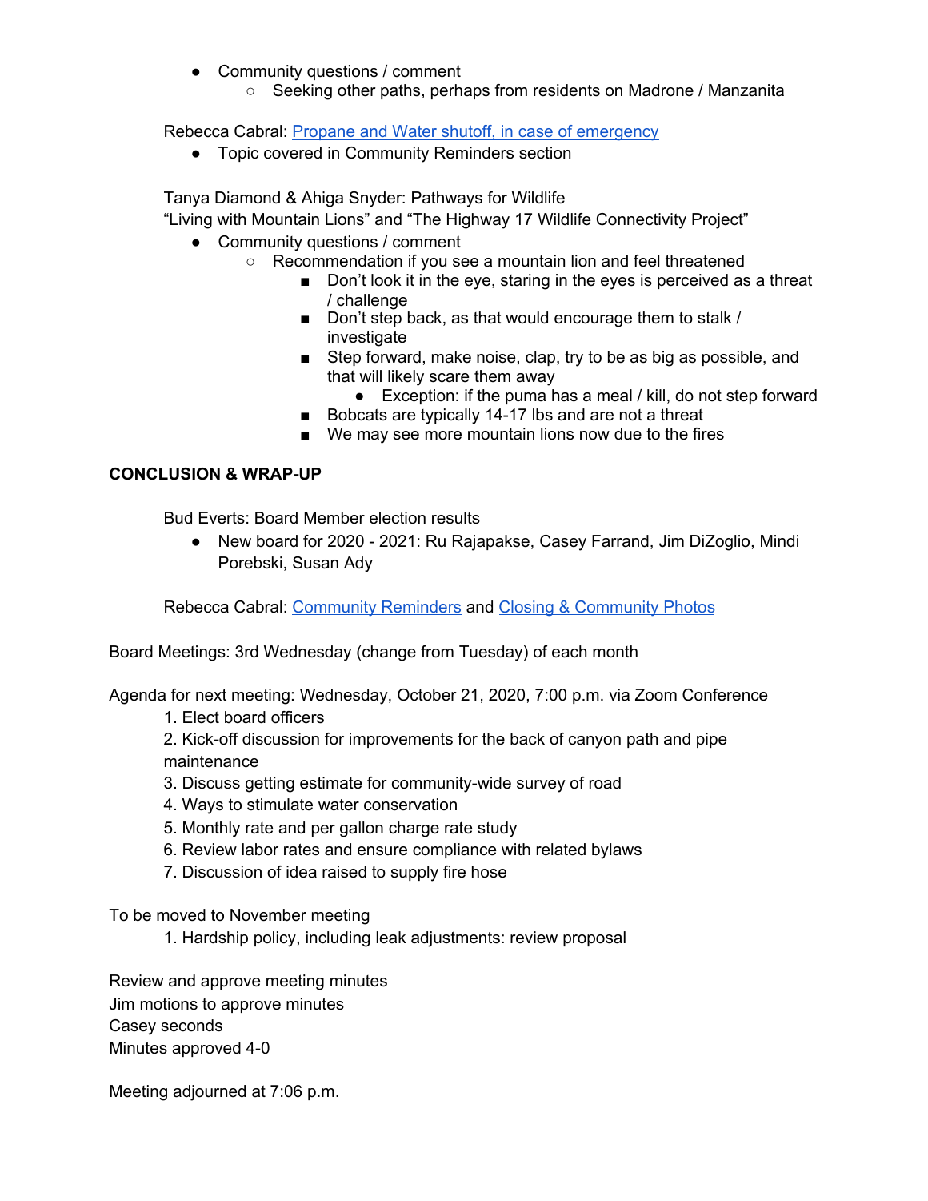- Community questions / comment
  - Seeking other paths, perhaps from residents on Madrone / Manzanita

Rebecca Cabral: [Propane and Water shutoff, in case of emergency]

- Topic covered in Community Reminders section

Tanya Diamond & Ahiga Snyder: Pathways for Wildlife
"Living with Mountain Lions" and "The Highway 17 Wildlife Connectivity Project"

- Community questions / comment
  - Recommendation if you see a mountain lion and feel threatened
    - Don't look it in the eye, staring in the eyes is perceived as a threat / challenge
    - Don't step back, as that would encourage them to stalk / investigate
    - Step forward, make noise, clap, try to be as big as possible, and that will likely scare them away
      - Exception: if the puma has a meal / kill, do not step forward
    - Bobcats are typically 14-17 lbs and are not a threat
    - We may see more mountain lions now due to the fires

**CONCLUSION & WRAP-UP**

Bud Everts: Board Member election results

- New board for 2020 - 2021: Ru Rajapakse, Casey Farrand, Jim DiZoglio, Mindi Porebski, Susan Ady

Rebecca Cabral: [Community Reminders] and [Closing & Community Photos]

Board Meetings: 3rd Wednesday (change from Tuesday) of each month

Agenda for next meeting: Wednesday, October 21, 2020, 7:00 p.m. via Zoom Conference

1. Elect board officers
2. Kick-off discussion for improvements for the back of canyon path and pipe maintenance
3. Discuss getting estimate for community-wide survey of road
4. Ways to stimulate water conservation
5. Monthly rate and per gallon charge rate study
6. Review labor rates and ensure compliance with related bylaws
7. Discussion of idea raised to supply fire hose

To be moved to November meeting

1. Hardship policy, including leak adjustments: review proposal

Review and approve meeting minutes
Jim motions to approve minutes
Casey seconds
Minutes approved 4-0

Meeting adjourned at 7:06 p.m.